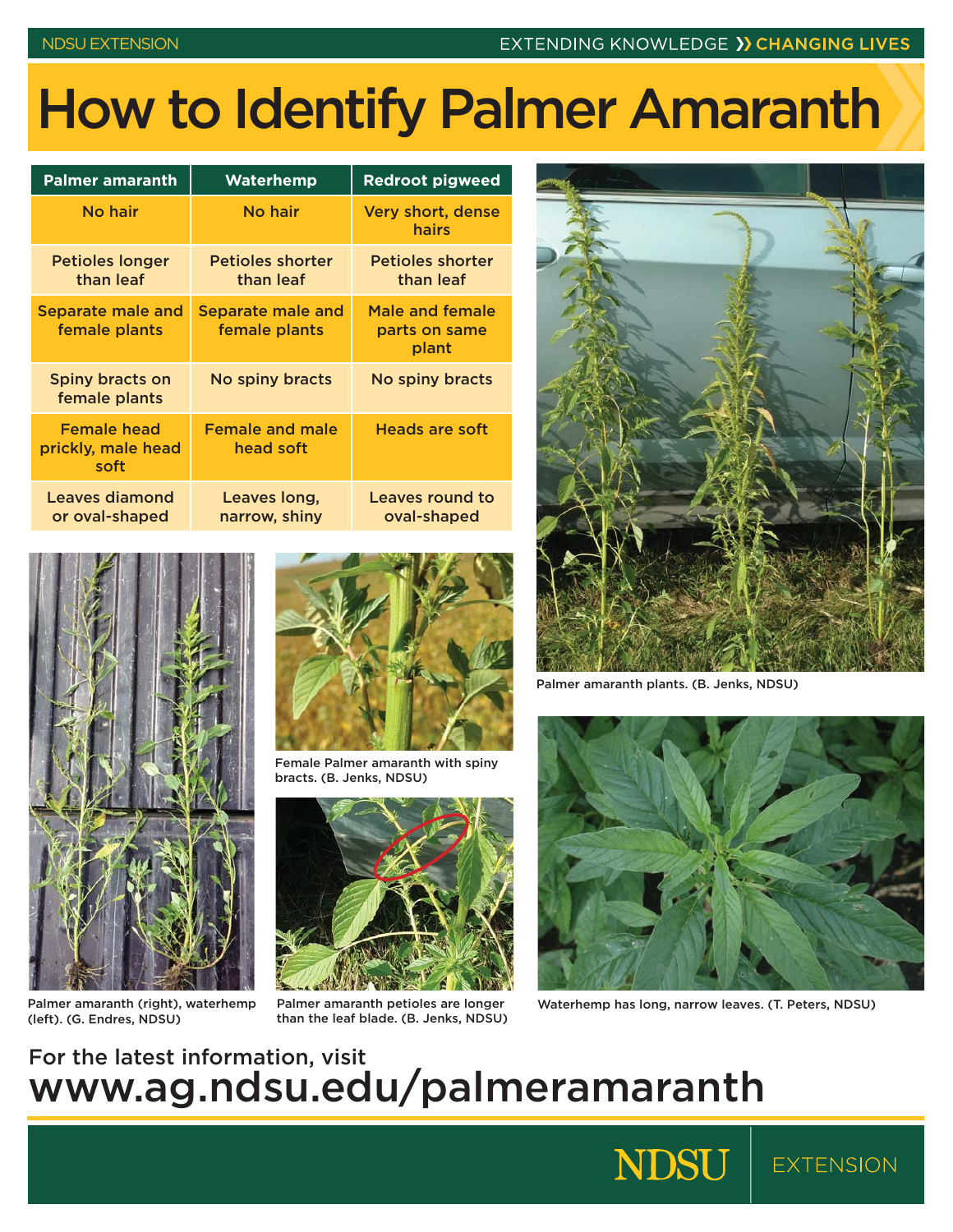# How to Identify Palmer Amaranth

| Palmer amaranth | Waterhemp | Redroot pigweed |
| --- | --- | --- |
| No hair | No hair | Very short, dense hairs |
| Petioles longer than leaf | Petioles shorter than leaf | Petioles shorter than leaf |
| Separate male and female plants | Separate male and female plants | Male and female parts on same plant |
| Spiny bracts on female plants | No spiny bracts | No spiny bracts |
| Female head prickly, male head soft | Female and male head soft | Heads are soft |
| Leaves diamond or oval-shaped | Leaves long, narrow, shiny | Leaves round to oval-shaped |

Palmer amaranth plants. (B. Jenks, NDSU)

Palmer amaranth (right), waterhemp (left). (G. Endres, NDSU)

Female Palmer amaranth with spiny bracts. (B. Jenks, NDSU)

Palmer amaranth petioles are longer than the leaf blade. (B. Jenks, NDSU)

Waterhemp has long, narrow leaves. (T. Peters, NDSU)

For the latest information, visit

**www.ag.ndsu.edu/palmeramaranth**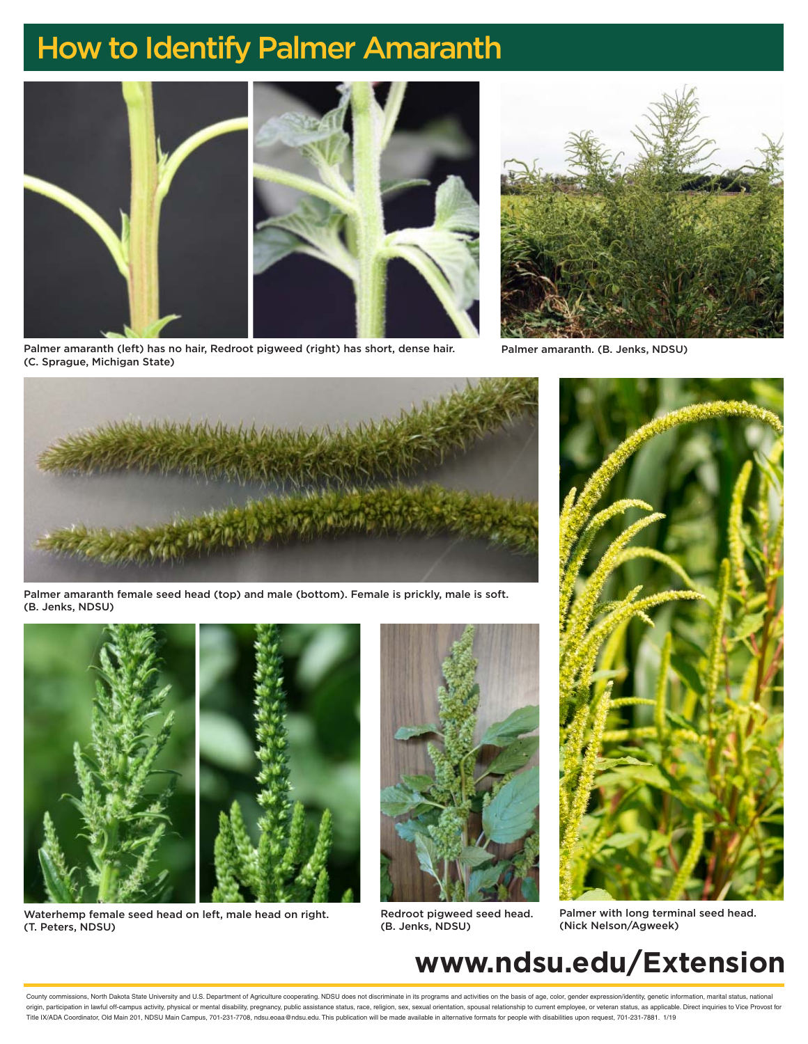# How to Identify Palmer Amaranth

Palmer amaranth (left) has no hair, Redroot pigweed (right) has short, dense hair. (C. Sprague, Michigan State)

Palmer amaranth. (B. Jenks, NDSU)

Palmer amaranth female seed head (top) and male (bottom). Female is prickly, male is soft. (B. Jenks, NDSU)

Waterhemp female seed head on left, male head on right. (T. Peters, NDSU)

Redroot pigweed seed head. (B. Jenks, NDSU)

Palmer with long terminal seed head. (Nick Nelson/Agweek)

**www.ndsu.edu/Extension**

County commissions, North Dakota State University and U.S. Department of Agriculture cooperating. NDSU does not discriminate in its programs and activities on the basis of age, color, gender expression/identity, genetic information, marital status, national origin, participation in lawful off-campus activity, physical or mental disability, pregnancy, public assistance status, race, religion, sex, sexual orientation, spousal relationship to current employee, or veteran status, as applicable. Direct inquiries to Vice Provost for Title IX/ADA Coordinator, Old Main 201, NDSU Main Campus, 701-231-7708, ndsu.eoaa@ndsu.edu. This publication will be made available in alternative formats for people with disabilities upon request, 701-231-7881. 1/19